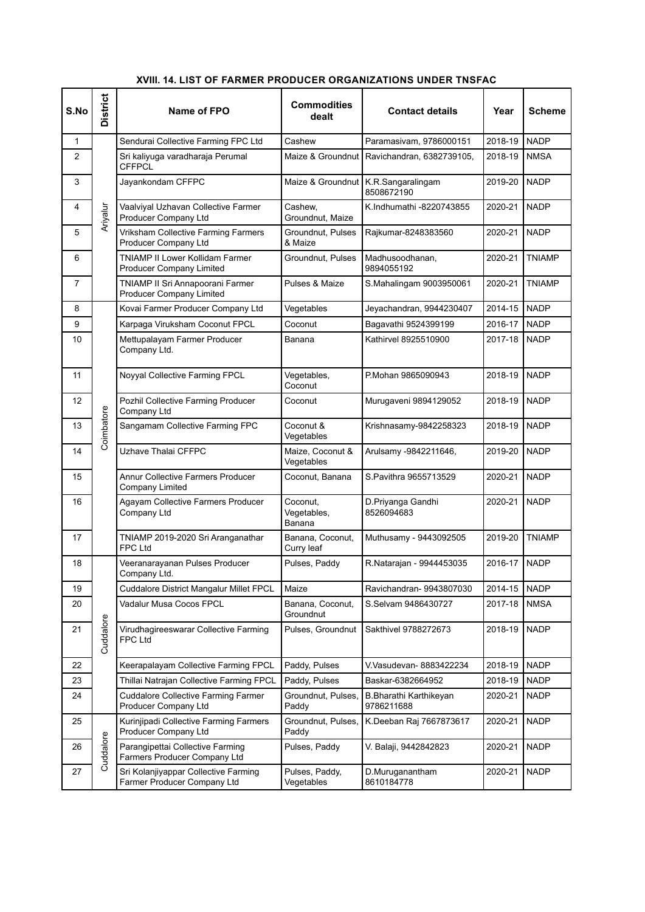### XVIII. 14. LIST OF FARMER PRODUCER ORGANIZATIONS UNDER TNSFAC

| S.No | District | Name of FPO | Commodities dealt | Contact details | Year | Scheme |
|---|---|---|---|---|---|---|
| 1 | Ariyalur | Sendurai Collective Farming FPC Ltd | Cashew | Paramasivam, 9786000151 | 2018-19 | NADP |
| 2 | | Sri kaliyuga varadharaja Perumal CFFPCL | Maize & Groundnut | Ravichandran, 6382739105, | 2018-19 | NMSA |
| 3 | | Jayankondam CFFPC | Maize & Groundnut | K.R.Sangaralingam 8508672190 | 2019-20 | NADP |
| 4 | | Vaalviyal Uzhavan Collective Farmer Producer Company Ltd | Cashew, Groundnut, Maize | K.Indhumathi -8220743855 | 2020-21 | NADP |
| 5 | | Vriksham Collective Farming Farmers Producer Company Ltd | Groundnut, Pulses & Maize | Rajkumar-8248383560 | 2020-21 | NADP |
| 6 | | TNIAMP II Lower Kollidam Farmer Producer Company Limited | Groundnut, Pulses | Madhusoodhanan, 9894055192 | 2020-21 | TNIAMP |
| 7 | | TNIAMP II Sri Annapoorani Farmer Producer Company Limited | Pulses & Maize | S.Mahalingam 9003950061 | 2020-21 | TNIAMP |
| 8 | Coimbatore | Kovai Farmer Producer Company Ltd | Vegetables | Jeyachandran, 9944230407 | 2014-15 | NADP |
| 9 | | Karpaga Viruksham Coconut FPCL | Coconut | Bagavathi 9524399199 | 2016-17 | NADP |
| 10 | | Mettupalayam Farmer Producer Company Ltd. | Banana | Kathirvel 8925510900 | 2017-18 | NADP |
| 11 | | Noyyal Collective Farming FPCL | Vegetables, Coconut | P.Mohan 9865090943 | 2018-19 | NADP |
| 12 | | Pozhil Collective Farming Producer Company Ltd | Coconut | Murugaveni 9894129052 | 2018-19 | NADP |
| 13 | | Sangamam Collective Farming FPC | Coconut & Vegetables | Krishnasamy-9842258323 | 2018-19 | NADP |
| 14 | | Uzhave Thalai CFFPC | Maize, Coconut & Vegetables | Arulsamy -9842211646, | 2019-20 | NADP |
| 15 | | Annur Collective Farmers Producer Company Limited | Coconut, Banana | S.Pavithra 9655713529 | 2020-21 | NADP |
| 16 | | Agayam Collective Farmers Producer Company Ltd | Coconut, Vegetables, Banana | D.Priyanga Gandhi 8526094683 | 2020-21 | NADP |
| 17 | | TNIAMP 2019-2020 Sri Aranganathar FPC Ltd | Banana, Coconut, Curry leaf | Muthusamy - 9443092505 | 2019-20 | TNIAMP |
| 18 | Cuddalore | Veeranarayanan Pulses Producer Company Ltd. | Pulses, Paddy | R.Natarajan - 9944453035 | 2016-17 | NADP |
| 19 | | Cuddalore District Mangalur Millet FPCL | Maize | Ravichandran- 9943807030 | 2014-15 | NADP |
| 20 | | Vadalur Musa Cocos FPCL | Banana, Coconut, Groundnut | S.Selvam 9486430727 | 2017-18 | NMSA |
| 21 | | Virudhagireeswarar Collective Farming FPC Ltd | Pulses, Groundnut | Sakthivel 9788272673 | 2018-19 | NADP |
| 22 | | Keerapalayam Collective Farming FPCL | Paddy, Pulses | V.Vasudevan- 8883422234 | 2018-19 | NADP |
| 23 | | Thillai Natrajan Collective Farming FPCL | Paddy, Pulses | Baskar-6382664952 | 2018-19 | NADP |
| 24 | | Cuddalore Collective Farming Farmer Producer Company Ltd | Groundnut, Pulses, Paddy | B.Bharathi Karthikeyan 9786211688 | 2020-21 | NADP |
| 25 | Cuddalore | Kurinjipadi Collective Farming Farmers Producer Company Ltd | Groundnut, Pulses, Paddy | K.Deeban Raj 7667873617 | 2020-21 | NADP |
| 26 | | Parangipettai Collective Farming Farmers Producer Company Ltd | Pulses, Paddy | V. Balaji, 9442842823 | 2020-21 | NADP |
| 27 | | Sri Kolanjiyappar Collective Farming Farmer Producer Company Ltd | Pulses, Paddy, Vegetables | D.Muruganantham 8610184778 | 2020-21 | NADP |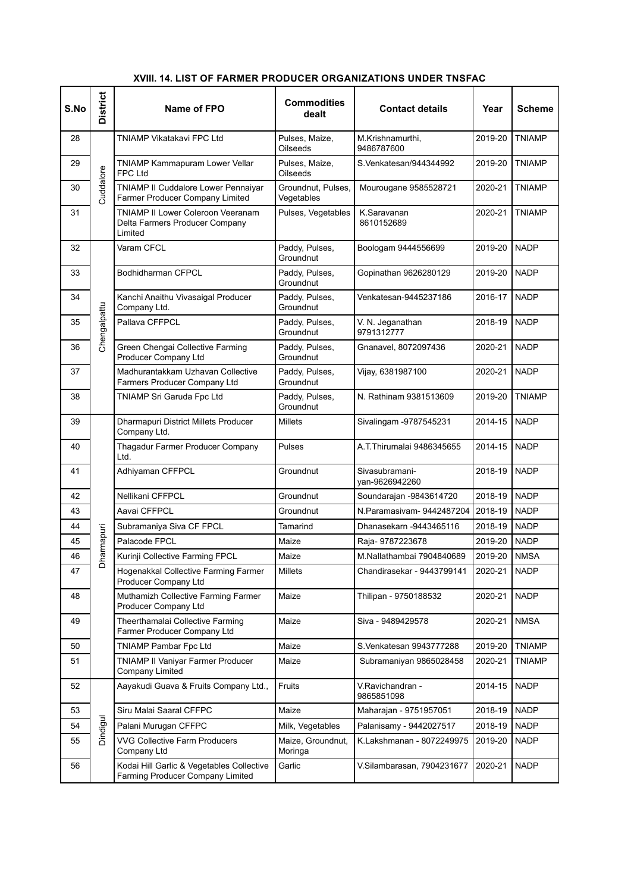### XVIII. 14. LIST OF FARMER PRODUCER ORGANIZATIONS UNDER TNSFAC

| S.No | District | Name of FPO | Commodities dealt | Contact details | Year | Scheme |
|---|---|---|---|---|---|---|
| 28 | Cuddalore | TNIAMP Vikatakavi FPC Ltd | Pulses, Maize, Oilseeds | M.Krishnamurthi, 9486787600 | 2019-20 | TNIAMP |
| 29 | | TNIAMP Kammapuram Lower Vellar FPC Ltd | Pulses, Maize, Oilseeds | S.Venkatesan/944344992 | 2019-20 | TNIAMP |
| 30 | | TNIAMP II Cuddalore Lower Pennaiyar Farmer Producer Company Limited | Groundnut, Pulses, Vegetables | Mourougane 9585528721 | 2020-21 | TNIAMP |
| 31 | | TNIAMP II Lower Coleroon Veeranam Delta Farmers Producer Company Limited | Pulses, Vegetables | K.Saravanan 8610152689 | 2020-21 | TNIAMP |
| 32 | Chengalpattu | Varam CFCL | Paddy, Pulses, Groundnut | Boologam 9444556699 | 2019-20 | NADP |
| 33 | | Bodhidharman CFPCL | Paddy, Pulses, Groundnut | Gopinathan 9626280129 | 2019-20 | NADP |
| 34 | | Kanchi Anaithu Vivasaigal Producer Company Ltd. | Paddy, Pulses, Groundnut | Venkatesan-9445237186 | 2016-17 | NADP |
| 35 | | Pallava CFFPCL | Paddy, Pulses, Groundnut | V. N. Jeganathan 9791312777 | 2018-19 | NADP |
| 36 | | Green Chengai Collective Farming Producer Company Ltd | Paddy, Pulses, Groundnut | Gnanavel, 8072097436 | 2020-21 | NADP |
| 37 | | Madhurantakkam Uzhavan Collective Farmers Producer Company Ltd | Paddy, Pulses, Groundnut | Vijay, 6381987100 | 2020-21 | NADP |
| 38 | | TNIAMP Sri Garuda Fpc Ltd | Paddy, Pulses, Groundnut | N. Rathinam 9381513609 | 2019-20 | TNIAMP |
| 39 | Dharmapuri | Dharmapuri District Millets Producer Company Ltd. | Millets | Sivalingam -9787545231 | 2014-15 | NADP |
| 40 | | Thagadur Farmer Producer Company Ltd. | Pulses | A.T.Thirumalai 9486345655 | 2014-15 | NADP |
| 41 | | Adhiyaman CFFPCL | Groundnut | Sivasubramani-yan-9626942260 | 2018-19 | NADP |
| 42 | | Nellikani CFFPCL | Groundnut | Soundarajan -9843614720 | 2018-19 | NADP |
| 43 | | Aavai CFFPCL | Groundnut | N.Paramasivam- 9442487204 | 2018-19 | NADP |
| 44 | | Subramaniya Siva CF FPCL | Tamarind | Dhanasekarn -9443465116 | 2018-19 | NADP |
| 45 | | Palacode FPCL | Maize | Raja- 9787223678 | 2019-20 | NADP |
| 46 | | Kurinji Collective Farming FPCL | Maize | M.Nallathambai 7904840689 | 2019-20 | NMSA |
| 47 | | Hogenakkal Collective Farming Farmer Producer Company Ltd | Millets | Chandirasekar - 9443799141 | 2020-21 | NADP |
| 48 | | Muthamizh Collective Farming Farmer Producer Company Ltd | Maize | Thilipan - 9750188532 | 2020-21 | NADP |
| 49 | | Theerthamalai Collective Farming Farmer Producer Company Ltd | Maize | Siva - 9489429578 | 2020-21 | NMSA |
| 50 | | TNIAMP Pambar Fpc Ltd | Maize | S.Venkatesan 9943777288 | 2019-20 | TNIAMP |
| 51 | | TNIAMP II Vaniyar Farmer Producer Company Limited | Maize | Subramaniyan 9865028458 | 2020-21 | TNIAMP |
| 52 | Dindigul | Aayakudi Guava & Fruits Company Ltd., | Fruits | V.Ravichandran - 9865851098 | 2014-15 | NADP |
| 53 | | Siru Malai Saaral CFFPC | Maize | Maharajan - 9751957051 | 2018-19 | NADP |
| 54 | | Palani Murugan CFFPC | Milk, Vegetables | Palanisamy - 9442027517 | 2018-19 | NADP |
| 55 | | VVG Collective Farm Producers Company Ltd | Maize, Groundnut, Moringa | K.Lakshmanan - 8072249975 | 2019-20 | NADP |
| 56 | | Kodai Hill Garlic & Vegetables Collective Farming Producer Company Limited | Garlic | V.Silambarasan, 7904231677 | 2020-21 | NADP |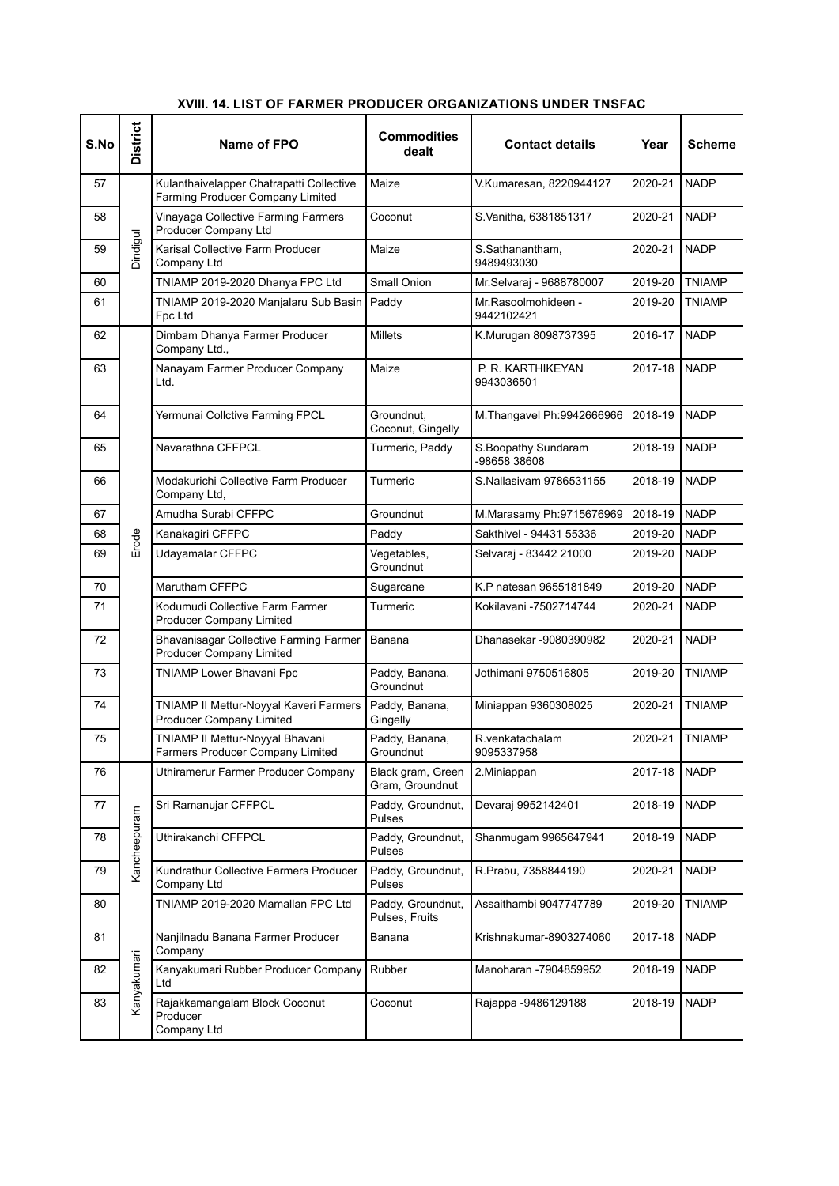### XVIII. 14. LIST OF FARMER PRODUCER ORGANIZATIONS UNDER TNSFAC

| S.No | District | Name of FPO | Commodities dealt | Contact details | Year | Scheme |
|---|---|---|---|---|---|---|
| 57 | Dindigul | Kulanthaivelapper Chatrapatti Collective Farming Producer Company Limited | Maize | V.Kumaresan, 8220944127 | 2020-21 | NADP |
| 58 | | Vinayaga Collective Farming Farmers Producer Company Ltd | Coconut | S.Vanitha, 6381851317 | 2020-21 | NADP |
| 59 | | Karisal Collective Farm Producer Company Ltd | Maize | S.Sathanantham, 9489493030 | 2020-21 | NADP |
| 60 | | TNIAMP 2019-2020 Dhanya FPC Ltd | Small Onion | Mr.Selvaraj - 9688780007 | 2019-20 | TNIAMP |
| 61 | | TNIAMP 2019-2020 Manjalaru Sub Basin Fpc Ltd | Paddy | Mr.Rasoolmohideen - 9442102421 | 2019-20 | TNIAMP |
| 62 | Erode | Dimbam Dhanya Farmer Producer Company Ltd., | Millets | K.Murugan 8098737395 | 2016-17 | NADP |
| 63 | | Nanayam Farmer Producer Company Ltd. | Maize | P. R. KARTHIKEYAN 9943036501 | 2017-18 | NADP |
| 64 | | Yermunai Collctive Farming FPCL | Groundnut, Coconut, Gingelly | M.Thangavel Ph:9942666966 | 2018-19 | NADP |
| 65 | | Navarathna CFFPCL | Turmeric, Paddy | S.Boopathy Sundaram -98658 38608 | 2018-19 | NADP |
| 66 | | Modakurichi Collective Farm Producer Company Ltd, | Turmeric | S.Nallasivam 9786531155 | 2018-19 | NADP |
| 67 | | Amudha Surabi CFFPC | Groundnut | M.Marasamy Ph:9715676969 | 2018-19 | NADP |
| 68 | | Kanakagiri CFFPC | Paddy | Sakthivel - 94431 55336 | 2019-20 | NADP |
| 69 | | Udayamalar CFFPC | Vegetables, Groundnut | Selvaraj - 83442 21000 | 2019-20 | NADP |
| 70 | | Marutham CFFPC | Sugarcane | K.P natesan 9655181849 | 2019-20 | NADP |
| 71 | | Kodumudi Collective Farm Farmer Producer Company Limited | Turmeric | Kokilavani -7502714744 | 2020-21 | NADP |
| 72 | | Bhavanisagar Collective Farming Farmer Producer Company Limited | Banana | Dhanasekar -9080390982 | 2020-21 | NADP |
| 73 | | TNIAMP Lower Bhavani Fpc | Paddy, Banana, Groundnut | Jothimani 9750516805 | 2019-20 | TNIAMP |
| 74 | | TNIAMP II Mettur-Noyyal Kaveri Farmers Producer Company Limited | Paddy, Banana, Gingelly | Miniappan 9360308025 | 2020-21 | TNIAMP |
| 75 | | TNIAMP II Mettur-Noyyal Bhavani Farmers Producer Company Limited | Paddy, Banana, Groundnut | R.venkatachalam 9095337958 | 2020-21 | TNIAMP |
| 76 | Kancheepuram | Uthiramerur Farmer Producer Company | Black gram, Green Gram, Groundnut | 2.Miniappan | 2017-18 | NADP |
| 77 | | Sri Ramanujar CFFPCL | Paddy, Groundnut, Pulses | Devaraj 9952142401 | 2018-19 | NADP |
| 78 | | Uthirakanchi CFFPCL | Paddy, Groundnut, Pulses | Shanmugam 9965647941 | 2018-19 | NADP |
| 79 | | Kundrathur Collective Farmers Producer Company Ltd | Paddy, Groundnut, Pulses | R.Prabu, 7358844190 | 2020-21 | NADP |
| 80 | | TNIAMP 2019-2020 Mamallan FPC Ltd | Paddy, Groundnut, Pulses, Fruits | Assaithambi 9047747789 | 2019-20 | TNIAMP |
| 81 | Kanyakumari | Nanjilnadu Banana Farmer Producer Company | Banana | Krishnakumar-8903274060 | 2017-18 | NADP |
| 82 | | Kanyakumari Rubber Producer Company Ltd | Rubber | Manoharan -7904859952 | 2018-19 | NADP |
| 83 | | Rajakkamangalam Block Coconut Producer Company Ltd | Coconut | Rajappa -9486129188 | 2018-19 | NADP |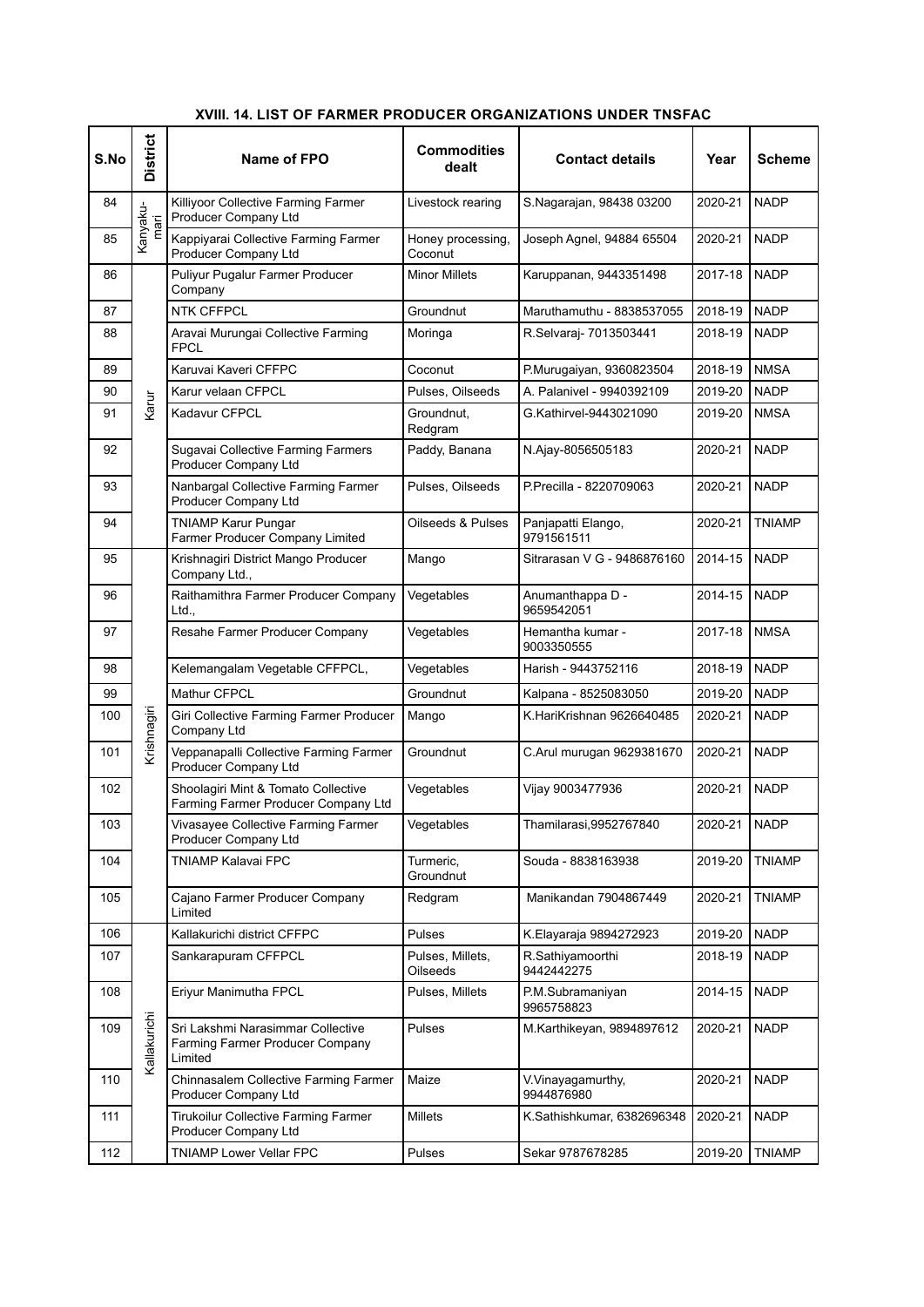### XVIII. 14. LIST OF FARMER PRODUCER ORGANIZATIONS UNDER TNSFAC

| S.No | District | Name of FPO | Commodities dealt | Contact details | Year | Scheme |
|---|---|---|---|---|---|---|
| 84 | Kanyaku-mari | Killiyoor Collective Farming Farmer Producer Company Ltd | Livestock rearing | S.Nagarajan, 98438 03200 | 2020-21 | NADP |
| 85 | | Kappiyarai Collective Farming Farmer Producer Company Ltd | Honey processing, Coconut | Joseph Agnel, 94884 65504 | 2020-21 | NADP |
| 86 | Karur | Puliyur Pugalur Farmer Producer Company | Minor Millets | Karuppanan, 9443351498 | 2017-18 | NADP |
| 87 | | NTK CFFPCL | Groundnut | Maruthamuthu - 8838537055 | 2018-19 | NADP |
| 88 | | Aravai Murungai Collective Farming FPCL | Moringa | R.Selvaraj- 7013503441 | 2018-19 | NADP |
| 89 | | Karuvai Kaveri CFFPC | Coconut | P.Murugaiyan, 9360823504 | 2018-19 | NMSA |
| 90 | | Karur velaan CFPCL | Pulses, Oilseeds | A. Palanivel - 9940392109 | 2019-20 | NADP |
| 91 | | Kadavur CFPCL | Groundnut, Redgram | G.Kathirvel-9443021090 | 2019-20 | NMSA |
| 92 | | Sugavai Collective Farming Farmers Producer Company Ltd | Paddy, Banana | N.Ajay-8056505183 | 2020-21 | NADP |
| 93 | | Nanbargal Collective Farming Farmer Producer Company Ltd | Pulses, Oilseeds | P.Precilla - 8220709063 | 2020-21 | NADP |
| 94 | | TNIAMP Karur Pungar Farmer Producer Company Limited | Oilseeds & Pulses | Panjapatti Elango, 9791561511 | 2020-21 | TNIAMP |
| 95 | Krishnagiri | Krishnagiri District Mango Producer Company Ltd., | Mango | Sitrarasan V G - 9486876160 | 2014-15 | NADP |
| 96 | | Raithamithra Farmer Producer Company Ltd., | Vegetables | Anumanthappa D - 9659542051 | 2014-15 | NADP |
| 97 | | Resahe Farmer Producer Company | Vegetables | Hemantha kumar - 9003350555 | 2017-18 | NMSA |
| 98 | | Kelemangalam Vegetable CFFPCL, | Vegetables | Harish - 9443752116 | 2018-19 | NADP |
| 99 | | Mathur CFPCL | Groundnut | Kalpana - 8525083050 | 2019-20 | NADP |
| 100 | | Giri Collective Farming Farmer Producer Company Ltd | Mango | K.HariKrishnan 9626640485 | 2020-21 | NADP |
| 101 | | Veppanapalli Collective Farming Farmer Producer Company Ltd | Groundnut | C.Arul murugan 9629381670 | 2020-21 | NADP |
| 102 | | Shoolagiri Mint & Tomato Collective Farming Farmer Producer Company Ltd | Vegetables | Vijay 9003477936 | 2020-21 | NADP |
| 103 | | Vivasayee Collective Farming Farmer Producer Company Ltd | Vegetables | Thamilarasi,9952767840 | 2020-21 | NADP |
| 104 | | TNIAMP Kalavai FPC | Turmeric, Groundnut | Souda - 8838163938 | 2019-20 | TNIAMP |
| 105 | | Cajano Farmer Producer Company Limited | Redgram | Manikandan 7904867449 | 2020-21 | TNIAMP |
| 106 | Kallakurichi | Kallakurichi district CFFPC | Pulses | K.Elayaraja 9894272923 | 2019-20 | NADP |
| 107 | | Sankarapuram CFFPCL | Pulses, Millets, Oilseeds | R.Sathiyamoorthi 9442442275 | 2018-19 | NADP |
| 108 | | Eriyur Manimutha FPCL | Pulses, Millets | P.M.Subramaniyan 9965758823 | 2014-15 | NADP |
| 109 | | Sri Lakshmi Narasimmar Collective Farming Farmer Producer Company Limited | Pulses | M.Karthikeyan, 9894897612 | 2020-21 | NADP |
| 110 | | Chinnasalem Collective Farming Farmer Producer Company Ltd | Maize | V.Vinayagamurthy, 9944876980 | 2020-21 | NADP |
| 111 | | Tirukoilur Collective Farming Farmer Producer Company Ltd | Millets | K.Sathishkumar, 6382696348 | 2020-21 | NADP |
| 112 | | TNIAMP Lower Vellar FPC | Pulses | Sekar 9787678285 | 2019-20 | TNIAMP |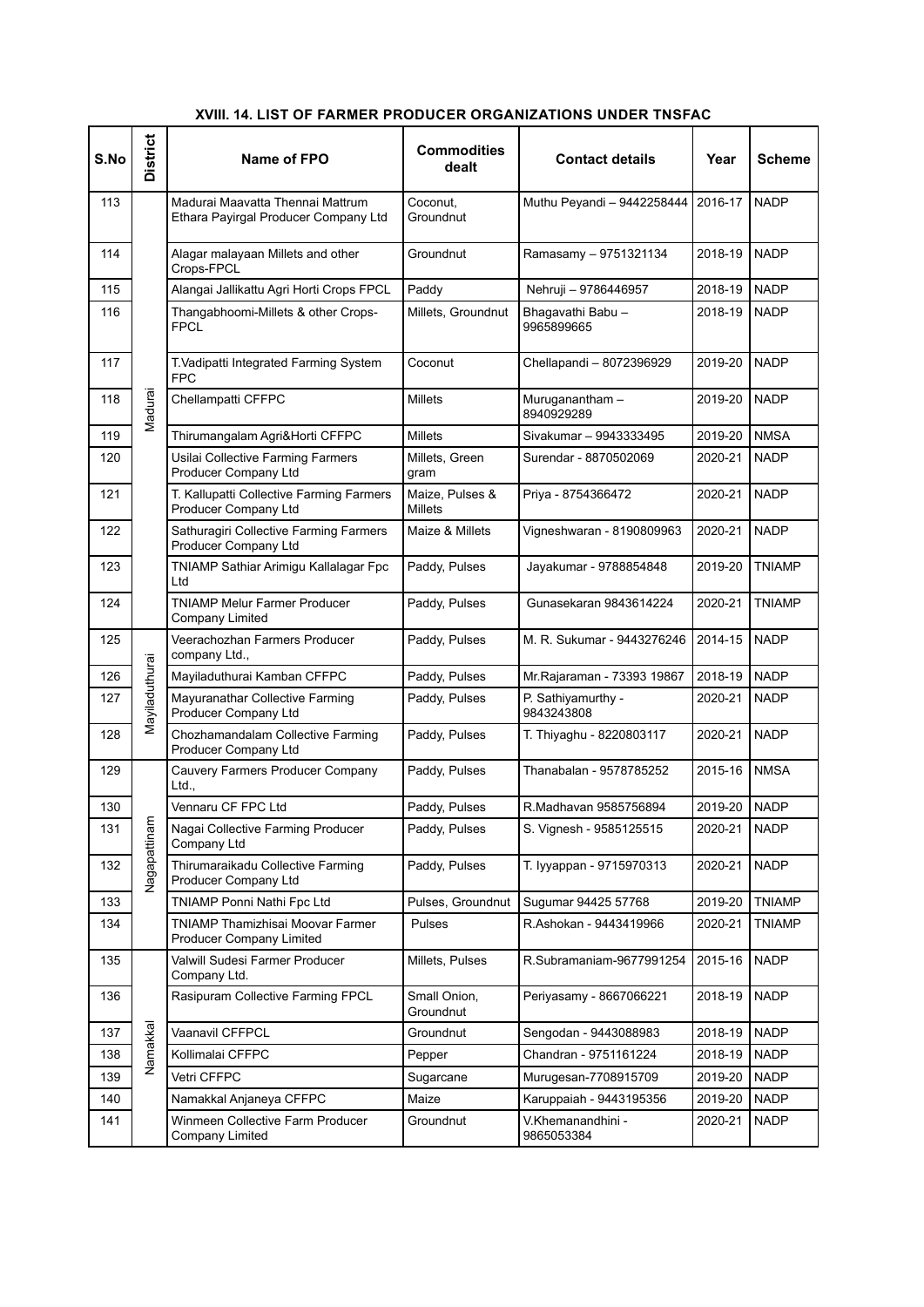### XVIII. 14. LIST OF FARMER PRODUCER ORGANIZATIONS UNDER TNSFAC

| S.No | District | Name of FPO | Commodities dealt | Contact details | Year | Scheme |
|---|---|---|---|---|---|---|
| 113 | Madurai | Madurai Maavatta Thennai Mattrum Ethara Payirgal Producer Company Ltd | Coconut, Groundnut | Muthu Peyandi – 9442258444 | 2016-17 | NADP |
| 114 | | Alagar malayaan Millets and other Crops-FPCL | Groundnut | Ramasamy – 9751321134 | 2018-19 | NADP |
| 115 | | Alangai Jallikattu Agri Horti Crops FPCL | Paddy | Nehruji – 9786446957 | 2018-19 | NADP |
| 116 | | Thangabhoomi-Millets & other Crops-FPCL | Millets, Groundnut | Bhagavathi Babu – 9965899665 | 2018-19 | NADP |
| 117 | | T.Vadipatti Integrated Farming System FPC | Coconut | Chellapandi – 8072396929 | 2019-20 | NADP |
| 118 | | Chellampatti CFFPC | Millets | Muruganantham – 8940929289 | 2019-20 | NADP |
| 119 | | Thirumangalam Agri&Horti CFFPC | Millets | Sivakumar – 9943333495 | 2019-20 | NMSA |
| 120 | | Usilai Collective Farming Farmers Producer Company Ltd | Millets, Green gram | Surendar - 8870502069 | 2020-21 | NADP |
| 121 | | T. Kallupatti Collective Farming Farmers Producer Company Ltd | Maize, Pulses & Millets | Priya - 8754366472 | 2020-21 | NADP |
| 122 | | Sathuragiri Collective Farming Farmers Producer Company Ltd | Maize & Millets | Vigneshwaran - 8190809963 | 2020-21 | NADP |
| 123 | | TNIAMP Sathiar Arimigu Kallalagar Fpc Ltd | Paddy, Pulses | Jayakumar - 9788854848 | 2019-20 | TNIAMP |
| 124 | | TNIAMP Melur Farmer Producer Company Limited | Paddy, Pulses | Gunasekaran 9843614224 | 2020-21 | TNIAMP |
| 125 | Mayiladuthurai | Veerachozhan Farmers Producer company Ltd., | Paddy, Pulses | M. R. Sukumar - 9443276246 | 2014-15 | NADP |
| 126 | | Mayiladuthurai Kamban CFFPC | Paddy, Pulses | Mr.Rajaraman - 73393 19867 | 2018-19 | NADP |
| 127 | | Mayuranathar Collective Farming Producer Company Ltd | Paddy, Pulses | P. Sathiyamurthy - 9843243808 | 2020-21 | NADP |
| 128 | | Chozhamandalam Collective Farming Producer Company Ltd | Paddy, Pulses | T. Thiyaghu - 8220803117 | 2020-21 | NADP |
| 129 | Nagapattinam | Cauvery Farmers Producer Company Ltd., | Paddy, Pulses | Thanabalan - 9578785252 | 2015-16 | NMSA |
| 130 | | Vennaru CF FPC Ltd | Paddy, Pulses | R.Madhavan 9585756894 | 2019-20 | NADP |
| 131 | | Nagai Collective Farming Producer Company Ltd | Paddy, Pulses | S. Vignesh - 9585125515 | 2020-21 | NADP |
| 132 | | Thirumaraikadu Collective Farming Producer Company Ltd | Paddy, Pulses | T. Iyyappan - 9715970313 | 2020-21 | NADP |
| 133 | | TNIAMP Ponni Nathi Fpc Ltd | Pulses, Groundnut | Sugumar 94425 57768 | 2019-20 | TNIAMP |
| 134 | | TNIAMP Thamizhisai Moovar Farmer Producer Company Limited | Pulses | R.Ashokan - 9443419966 | 2020-21 | TNIAMP |
| 135 | Namakkal | Valwill Sudesi Farmer Producer Company Ltd. | Millets, Pulses | R.Subramaniam-9677991254 | 2015-16 | NADP |
| 136 | | Rasipuram Collective Farming FPCL | Small Onion, Groundnut | Periyasamy - 8667066221 | 2018-19 | NADP |
| 137 | | Vaanavil CFFPCL | Groundnut | Sengodan - 9443088983 | 2018-19 | NADP |
| 138 | | Kollimalai CFFPC | Pepper | Chandran - 9751161224 | 2018-19 | NADP |
| 139 | | Vetri CFFPC | Sugarcane | Murugesan-7708915709 | 2019-20 | NADP |
| 140 | | Namakkal Anjaneya CFFPC | Maize | Karuppaiah - 9443195356 | 2019-20 | NADP |
| 141 | | Winmeen Collective Farm Producer Company Limited | Groundnut | V.Khemanandhini - 9865053384 | 2020-21 | NADP |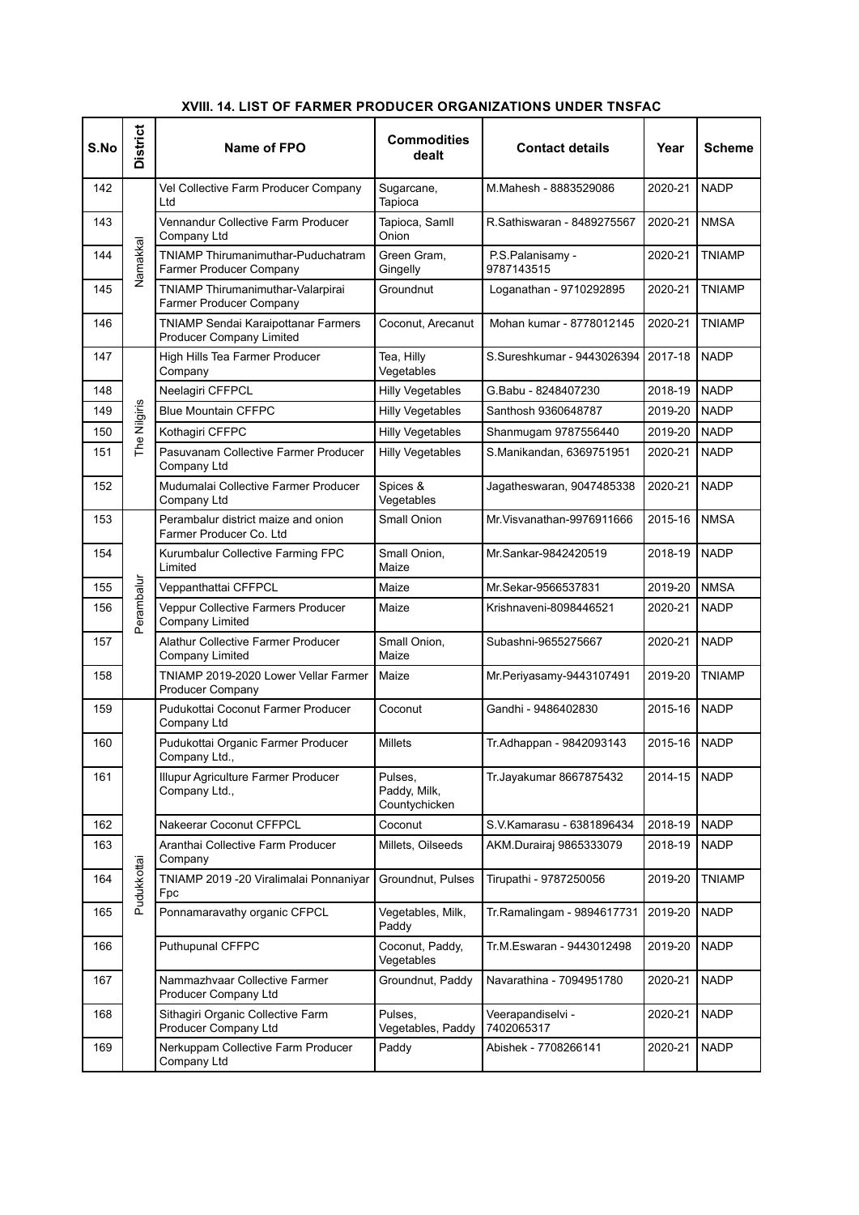### XVIII. 14. LIST OF FARMER PRODUCER ORGANIZATIONS UNDER TNSFAC

| S.No | District | Name of FPO | Commodities dealt | Contact details | Year | Scheme |
|---|---|---|---|---|---|---|
| 142 | Namakkal | Vel Collective Farm Producer Company Ltd | Sugarcane, Tapioca | M.Mahesh - 8883529086 | 2020-21 | NADP |
| 143 | | Vennandur Collective Farm Producer Company Ltd | Tapioca, Samll Onion | R.Sathiswaran - 8489275567 | 2020-21 | NMSA |
| 144 | | TNIAMP Thirumanimuthar-Puduchatram Farmer Producer Company | Green Gram, Gingelly | P.S.Palanisamy - 9787143515 | 2020-21 | TNIAMP |
| 145 | | TNIAMP Thirumanimuthar-Valarpirai Farmer Producer Company | Groundnut | Loganathan - 9710292895 | 2020-21 | TNIAMP |
| 146 | | TNIAMP Sendai Karaipottanar Farmers Producer Company Limited | Coconut, Arecanut | Mohan kumar - 8778012145 | 2020-21 | TNIAMP |
| 147 | The Nilgiris | High Hills Tea Farmer Producer Company | Tea, Hilly Vegetables | S.Sureshkumar - 9443026394 | 2017-18 | NADP |
| 148 | | Neelagiri CFFPCL | Hilly Vegetables | G.Babu - 8248407230 | 2018-19 | NADP |
| 149 | | Blue Mountain CFFPC | Hilly Vegetables | Santhosh 9360648787 | 2019-20 | NADP |
| 150 | | Kothagiri CFFPC | Hilly Vegetables | Shanmugam 9787556440 | 2019-20 | NADP |
| 151 | | Pasuvanam Collective Farmer Producer Company Ltd | Hilly Vegetables | S.Manikandan, 6369751951 | 2020-21 | NADP |
| 152 | | Mudumalai Collective Farmer Producer Company Ltd | Spices & Vegetables | Jagatheswaran, 9047485338 | 2020-21 | NADP |
| 153 | Perambalur | Perambalur district maize and onion Farmer Producer Co. Ltd | Small Onion | Mr.Visvanathan-9976911666 | 2015-16 | NMSA |
| 154 | | Kurumbalur Collective Farming FPC Limited | Small Onion, Maize | Mr.Sankar-9842420519 | 2018-19 | NADP |
| 155 | | Veppanthattai CFFPCL | Maize | Mr.Sekar-9566537831 | 2019-20 | NMSA |
| 156 | | Veppur Collective Farmers Producer Company Limited | Maize | Krishnaveni-8098446521 | 2020-21 | NADP |
| 157 | | Alathur Collective Farmer Producer Company Limited | Small Onion, Maize | Subashni-9655275667 | 2020-21 | NADP |
| 158 | | TNIAMP 2019-2020 Lower Vellar Farmer Producer Company | Maize | Mr.Periyasamy-9443107491 | 2019-20 | TNIAMP |
| 159 | Pudukkottai | Pudukottai Coconut Farmer Producer Company Ltd | Coconut | Gandhi - 9486402830 | 2015-16 | NADP |
| 160 | | Pudukottai Organic Farmer Producer Company Ltd., | Millets | Tr.Adhappan - 9842093143 | 2015-16 | NADP |
| 161 | | Illupur Agriculture Farmer Producer Company Ltd., | Pulses, Paddy, Milk, Countychicken | Tr.Jayakumar 8667875432 | 2014-15 | NADP |
| 162 | | Nakeerar Coconut CFFPCL | Coconut | S.V.Kamarasu - 6381896434 | 2018-19 | NADP |
| 163 | | Aranthai Collective Farm Producer Company | Millets, Oilseeds | AKM.Durairaj 9865333079 | 2018-19 | NADP |
| 164 | | TNIAMP 2019 -20 Viralimalai Ponnaniyar Fpc | Groundnut, Pulses | Tirupathi - 9787250056 | 2019-20 | TNIAMP |
| 165 | | Ponnamaravathy organic CFPCL | Vegetables, Milk, Paddy | Tr.Ramalingam - 9894617731 | 2019-20 | NADP |
| 166 | | Puthupunal CFFPC | Coconut, Paddy, Vegetables | Tr.M.Eswaran - 9443012498 | 2019-20 | NADP |
| 167 | | Nammazhvaar Collective Farmer Producer Company Ltd | Groundnut, Paddy | Navarathina - 7094951780 | 2020-21 | NADP |
| 168 | | Sithagiri Organic Collective Farm Producer Company Ltd | Pulses, Vegetables, Paddy | Veerapandiselvi - 7402065317 | 2020-21 | NADP |
| 169 | | Nerkuppam Collective Farm Producer Company Ltd | Paddy | Abishek - 7708266141 | 2020-21 | NADP |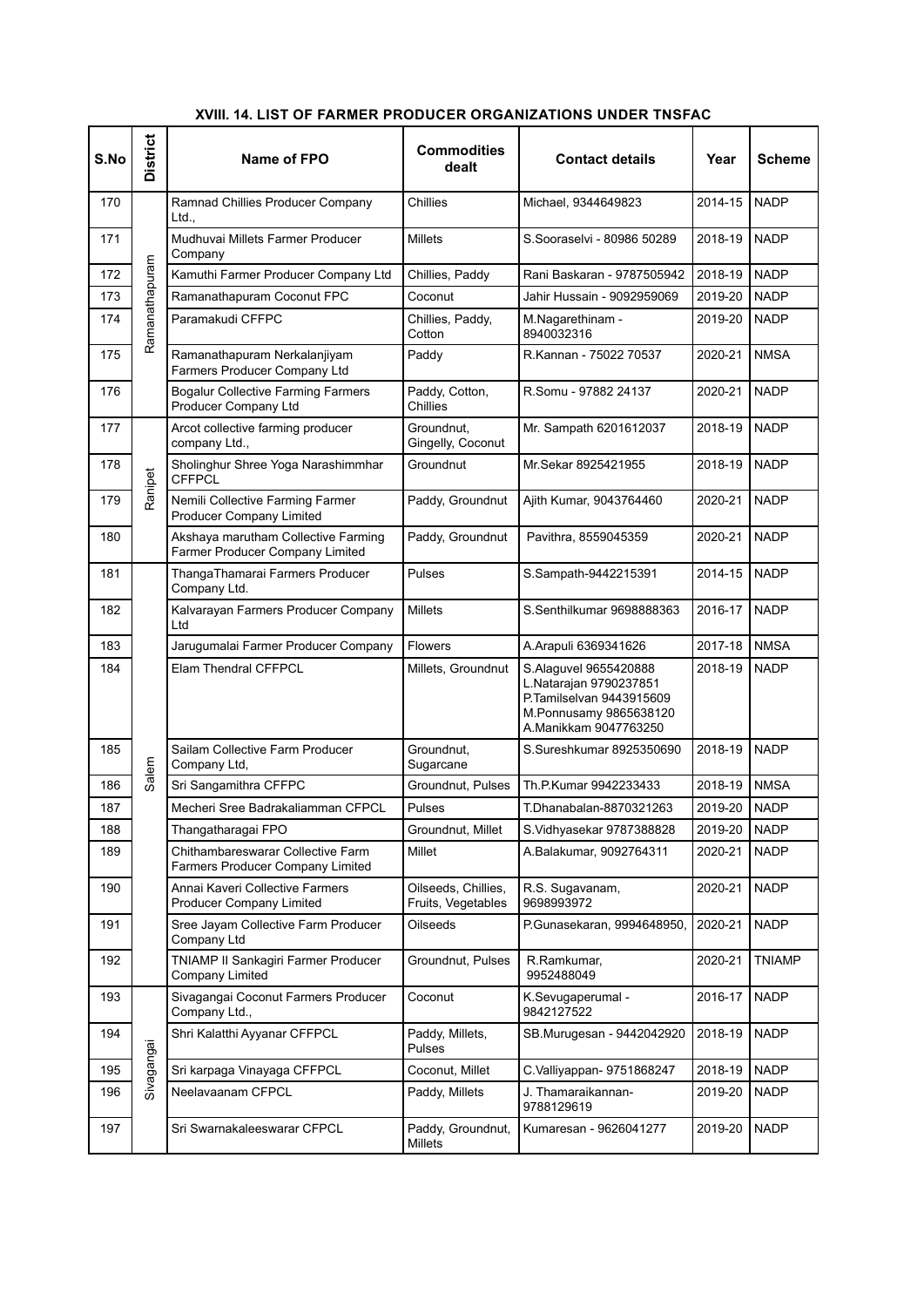### XVIII. 14. LIST OF FARMER PRODUCER ORGANIZATIONS UNDER TNSFAC

| S.No | District | Name of FPO | Commodities dealt | Contact details | Year | Scheme |
|---|---|---|---|---|---|---|
| 170 | Ramanathapuram | Ramnad Chillies Producer Company Ltd., | Chillies | Michael, 9344649823 | 2014-15 | NADP |
| 171 | | Mudhuvai Millets Farmer Producer Company | Millets | S.Sooraselvi - 80986 50289 | 2018-19 | NADP |
| 172 | | Kamuthi Farmer Producer Company Ltd | Chillies, Paddy | Rani Baskaran - 9787505942 | 2018-19 | NADP |
| 173 | | Ramanathapuram Coconut FPC | Coconut | Jahir Hussain - 9092959069 | 2019-20 | NADP |
| 174 | | Paramakudi CFFPC | Chillies, Paddy, Cotton | M.Nagarethinam - 8940032316 | 2019-20 | NADP |
| 175 | | Ramanathapuram Nerkalanjiyam Farmers Producer Company Ltd | Paddy | R.Kannan - 75022 70537 | 2020-21 | NMSA |
| 176 | | Bogalur Collective Farming Farmers Producer Company Ltd | Paddy, Cotton, Chillies | R.Somu - 97882 24137 | 2020-21 | NADP |
| 177 | Ranipet | Arcot collective farming producer company Ltd., | Groundnut, Gingelly, Coconut | Mr. Sampath 6201612037 | 2018-19 | NADP |
| 178 | | Sholinghur Shree Yoga Narashimmhar CFFPCL | Groundnut | Mr.Sekar 8925421955 | 2018-19 | NADP |
| 179 | | Nemili Collective Farming Farmer Producer Company Limited | Paddy, Groundnut | Ajith Kumar, 9043764460 | 2020-21 | NADP |
| 180 | | Akshaya marutham Collective Farming Farmer Producer Company Limited | Paddy, Groundnut | Pavithra, 8559045359 | 2020-21 | NADP |
| 181 | Salem | ThangaThamarai Farmers Producer Company Ltd. | Pulses | S.Sampath-9442215391 | 2014-15 | NADP |
| 182 | | Kalvarayan Farmers Producer Company Ltd | Millets | S.Senthilkumar 9698888363 | 2016-17 | NADP |
| 183 | | Jarugumalai Farmer Producer Company | Flowers | A.Arapuli 6369341626 | 2017-18 | NMSA |
| 184 | | Elam Thendral CFFPCL | Millets, Groundnut | S.Alaguvel 9655420888<br>L.Natarajan 9790237851<br>P.Tamilselvan 9443915609<br>M.Ponnusamy 9865638120<br>A.Manikkam 9047763250 | 2018-19 | NADP |
| 185 | | Sailam Collective Farm Producer Company Ltd, | Groundnut, Sugarcane | S.Sureshkumar 8925350690 | 2018-19 | NADP |
| 186 | | Sri Sangamithra CFFPC | Groundnut, Pulses | Th.P.Kumar 9942233433 | 2018-19 | NMSA |
| 187 | | Mecheri Sree Badrakaliamman CFPCL | Pulses | T.Dhanabalan-8870321263 | 2019-20 | NADP |
| 188 | | Thangatharagai FPO | Groundnut, Millet | S.Vidhyasekar 9787388828 | 2019-20 | NADP |
| 189 | | Chithambareswarar Collective Farm Farmers Producer Company Limited | Millet | A.Balakumar, 9092764311 | 2020-21 | NADP |
| 190 | | Annai Kaveri Collective Farmers Producer Company Limited | Oilseeds, Chillies, Fruits, Vegetables | R.S. Sugavanam, 9698993972 | 2020-21 | NADP |
| 191 | | Sree Jayam Collective Farm Producer Company Ltd | Oilseeds | P.Gunasekaran, 9994648950, | 2020-21 | NADP |
| 192 | | TNIAMP II Sankagiri Farmer Producer Company Limited | Groundnut, Pulses | R.Ramkumar, 9952488049 | 2020-21 | TNIAMP |
| 193 | Sivagangai | Sivagangai Coconut Farmers Producer Company Ltd., | Coconut | K.Sevugaperumal - 9842127522 | 2016-17 | NADP |
| 194 | | Shri Kalatthi Ayyanar CFFPCL | Paddy, Millets, Pulses | SB.Murugesan - 9442042920 | 2018-19 | NADP |
| 195 | | Sri karpaga Vinayaga CFFPCL | Coconut, Millet | C.Valliyappan- 9751868247 | 2018-19 | NADP |
| 196 | | Neelavaanam CFPCL | Paddy, Millets | J. Thamaraikannan- 9788129619 | 2019-20 | NADP |
| 197 | | Sri Swarnakaleeswarar CFPCL | Paddy, Groundnut, Millets | Kumaresan - 9626041277 | 2019-20 | NADP |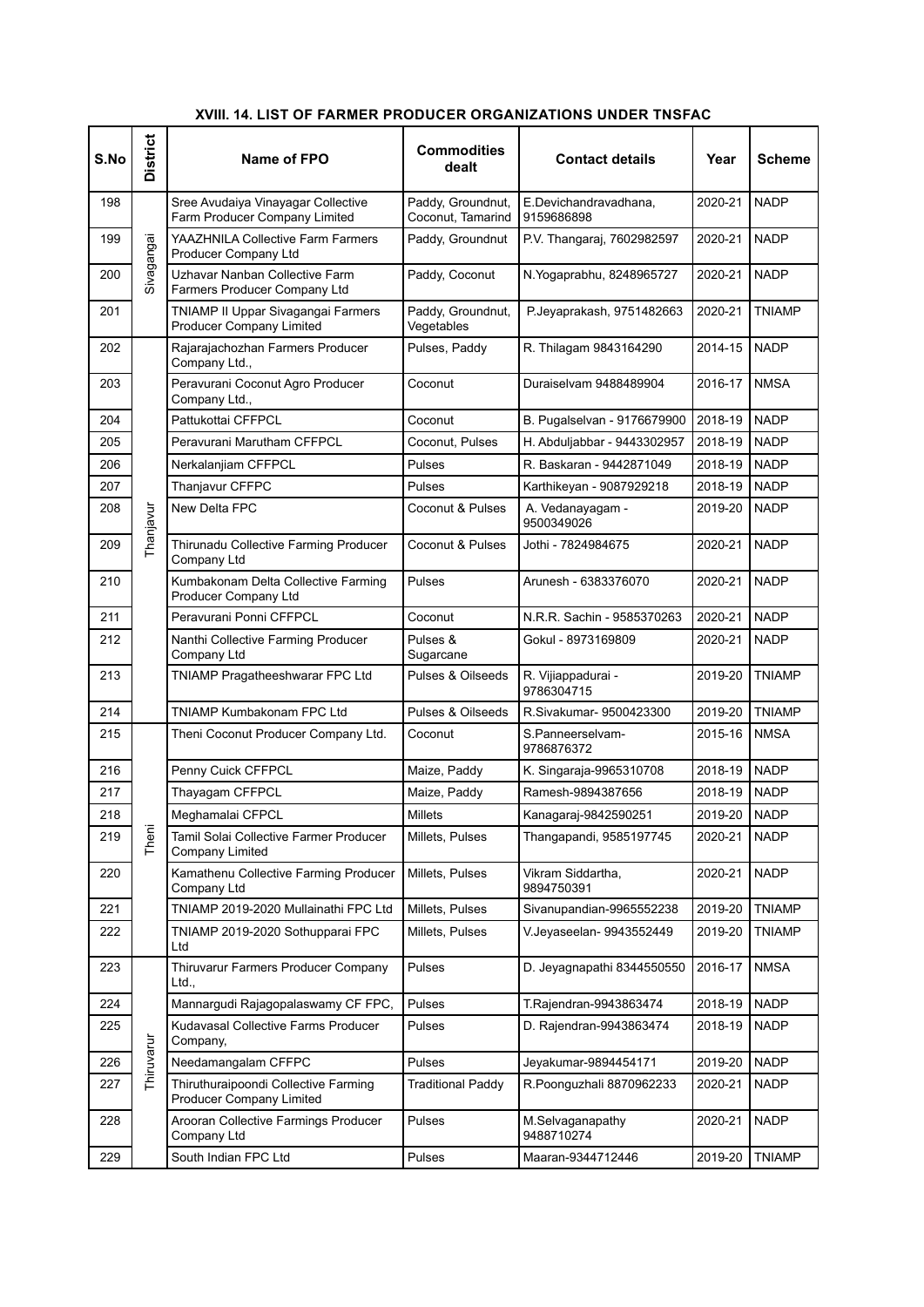### XVIII. 14. LIST OF FARMER PRODUCER ORGANIZATIONS UNDER TNSFAC

| S.No | District | Name of FPO | Commodities dealt | Contact details | Year | Scheme |
|---|---|---|---|---|---|---|
| 198 | Sivagangai | Sree Avudaiya Vinayagar Collective Farm Producer Company Limited | Paddy, Groundnut, Coconut, Tamarind | E.Devichandravadhana, 9159686898 | 2020-21 | NADP |
| 199 | | YAAZHNILA Collective Farm Farmers Producer Company Ltd | Paddy, Groundnut | P.V. Thangaraj, 7602982597 | 2020-21 | NADP |
| 200 | | Uzhavar Nanban Collective Farm Farmers Producer Company Ltd | Paddy, Coconut | N.Yogaprabhu, 8248965727 | 2020-21 | NADP |
| 201 | | TNIAMP II Uppar Sivagangai Farmers Producer Company Limited | Paddy, Groundnut, Vegetables | P.Jeyaprakash, 9751482663 | 2020-21 | TNIAMP |
| 202 | Thanjavur | Rajarajachozhan Farmers Producer Company Ltd., | Pulses, Paddy | R. Thilagam 9843164290 | 2014-15 | NADP |
| 203 | | Peravurani Coconut Agro Producer Company Ltd., | Coconut | Duraiselvam 9488489904 | 2016-17 | NMSA |
| 204 | | Pattukottai CFFPCL | Coconut | B. Pugalselvan - 9176679900 | 2018-19 | NADP |
| 205 | | Peravurani Marutham CFFPCL | Coconut, Pulses | H. Abduljabbar - 9443302957 | 2018-19 | NADP |
| 206 | | Nerkalanjiam CFFPCL | Pulses | R. Baskaran - 9442871049 | 2018-19 | NADP |
| 207 | | Thanjavur CFFPC | Pulses | Karthikeyan - 9087929218 | 2018-19 | NADP |
| 208 | | New Delta FPC | Coconut & Pulses | A. Vedanayagam - 9500349026 | 2019-20 | NADP |
| 209 | | Thirunadu Collective Farming Producer Company Ltd | Coconut & Pulses | Jothi - 7824984675 | 2020-21 | NADP |
| 210 | | Kumbakonam Delta Collective Farming Producer Company Ltd | Pulses | Arunesh - 6383376070 | 2020-21 | NADP |
| 211 | | Peravurani Ponni CFFPCL | Coconut | N.R.R. Sachin - 9585370263 | 2020-21 | NADP |
| 212 | | Nanthi Collective Farming Producer Company Ltd | Pulses & Sugarcane | Gokul - 8973169809 | 2020-21 | NADP |
| 213 | | TNIAMP Pragatheeshwarar FPC Ltd | Pulses & Oilseeds | R. Vijiappadurai - 9786304715 | 2019-20 | TNIAMP |
| 214 | | TNIAMP Kumbakonam FPC Ltd | Pulses & Oilseeds | R.Sivakumar- 9500423300 | 2019-20 | TNIAMP |
| 215 | Theni | Theni Coconut Producer Company Ltd. | Coconut | S.Panneerselvam- 9786876372 | 2015-16 | NMSA |
| 216 | | Penny Cuick CFFPCL | Maize, Paddy | K. Singaraja-9965310708 | 2018-19 | NADP |
| 217 | | Thayagam CFFPCL | Maize, Paddy | Ramesh-9894387656 | 2018-19 | NADP |
| 218 | | Meghamalai CFPCL | Millets | Kanagaraj-9842590251 | 2019-20 | NADP |
| 219 | | Tamil Solai Collective Farmer Producer Company Limited | Millets, Pulses | Thangapandi, 9585197745 | 2020-21 | NADP |
| 220 | | Kamathenu Collective Farming Producer Company Ltd | Millets, Pulses | Vikram Siddartha, 9894750391 | 2020-21 | NADP |
| 221 | | TNIAMP 2019-2020 Mullainathi FPC Ltd | Millets, Pulses | Sivanupandian-9965552238 | 2019-20 | TNIAMP |
| 222 | | TNIAMP 2019-2020 Sothupparai FPC Ltd | Millets, Pulses | V.Jeyaseelan- 9943552449 | 2019-20 | TNIAMP |
| 223 | Thiruvarur | Thiruvarur Farmers Producer Company Ltd., | Pulses | D. Jeyagnapathi 8344550550 | 2016-17 | NMSA |
| 224 | | Mannargudi Rajagopalaswamy CF FPC, | Pulses | T.Rajendran-9943863474 | 2018-19 | NADP |
| 225 | | Kudavasal Collective Farms Producer Company, | Pulses | D. Rajendran-9943863474 | 2018-19 | NADP |
| 226 | | Needamangalam CFFPC | Pulses | Jeyakumar-9894454171 | 2019-20 | NADP |
| 227 | | Thiruthuraipoondi Collective Farming Producer Company Limited | Traditional Paddy | R.Poonguzhali 8870962233 | 2020-21 | NADP |
| 228 | | Arooran Collective Farmings Producer Company Ltd | Pulses | M.Selvaganapathy 9488710274 | 2020-21 | NADP |
| 229 | | South Indian FPC Ltd | Pulses | Maaran-9344712446 | 2019-20 | TNIAMP |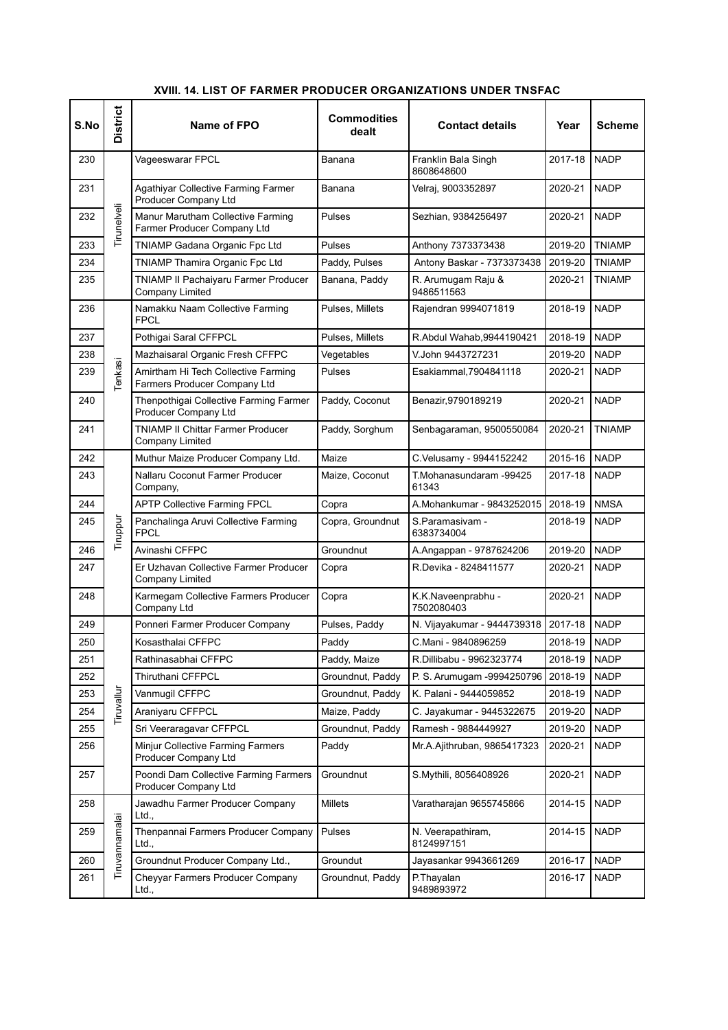### XVIII. 14. LIST OF FARMER PRODUCER ORGANIZATIONS UNDER TNSFAC

| S.No | District | Name of FPO | Commodities dealt | Contact details | Year | Scheme |
|---|---|---|---|---|---|---|
| 230 | Tirunelveli | Vageeswarar FPCL | Banana | Franklin Bala Singh 8608648600 | 2017-18 | NADP |
| 231 | | Agathiyar Collective Farming Farmer Producer Company Ltd | Banana | Velraj, 9003352897 | 2020-21 | NADP |
| 232 | | Manur Marutham Collective Farming Farmer Producer Company Ltd | Pulses | Sezhian, 9384256497 | 2020-21 | NADP |
| 233 | | TNIAMP Gadana Organic Fpc Ltd | Pulses | Anthony 7373373438 | 2019-20 | TNIAMP |
| 234 | | TNIAMP Thamira Organic Fpc Ltd | Paddy, Pulses | Antony Baskar - 7373373438 | 2019-20 | TNIAMP |
| 235 | | TNIAMP II Pachaiyaru Farmer Producer Company Limited | Banana, Paddy | R. Arumugam Raju & 9486511563 | 2020-21 | TNIAMP |
| 236 | Tenkasi | Namakku Naam Collective Farming FPCL | Pulses, Millets | Rajendran 9994071819 | 2018-19 | NADP |
| 237 | | Pothigai Saral CFFPCL | Pulses, Millets | R.Abdul Wahab,9944190421 | 2018-19 | NADP |
| 238 | | Mazhaisaral Organic Fresh CFFPC | Vegetables | V.John 9443727231 | 2019-20 | NADP |
| 239 | | Amirtham Hi Tech Collective Farming Farmers Producer Company Ltd | Pulses | Esakiammal,7904841118 | 2020-21 | NADP |
| 240 | | Thenpothigai Collective Farming Farmer Producer Company Ltd | Paddy, Coconut | Benazir,9790189219 | 2020-21 | NADP |
| 241 | | TNIAMP II Chittar Farmer Producer Company Limited | Paddy, Sorghum | Senbagaraman, 9500550084 | 2020-21 | TNIAMP |
| 242 | Tiruppur | Muthur Maize Producer Company Ltd. | Maize | C.Velusamy - 9944152242 | 2015-16 | NADP |
| 243 | | Nallaru Coconut Farmer Producer Company, | Maize, Coconut | T.Mohanasundaram -99425 61343 | 2017-18 | NADP |
| 244 | | APTP Collective Farming FPCL | Copra | A.Mohankumar - 9843252015 | 2018-19 | NMSA |
| 245 | | Panchalinga Aruvi Collective Farming FPCL | Copra, Groundnut | S.Paramasivam - 6383734004 | 2018-19 | NADP |
| 246 | | Avinashi CFFPC | Groundnut | A.Angappan - 9787624206 | 2019-20 | NADP |
| 247 | | Er Uzhavan Collective Farmer Producer Company Limited | Copra | R.Devika - 8248411577 | 2020-21 | NADP |
| 248 | | Karmegam Collective Farmers Producer Company Ltd | Copra | K.K.Naveenprabhu - 7502080403 | 2020-21 | NADP |
| 249 | Tiruvallur | Ponneri Farmer Producer Company | Pulses, Paddy | N. Vijayakumar - 9444739318 | 2017-18 | NADP |
| 250 | | Kosasthalai CFFPC | Paddy | C.Mani - 9840896259 | 2018-19 | NADP |
| 251 | | Rathinasabhai CFFPC | Paddy, Maize | R.Dillibabu - 9962323774 | 2018-19 | NADP |
| 252 | | Thiruthani CFFPCL | Groundnut, Paddy | P. S. Arumugam -9994250796 | 2018-19 | NADP |
| 253 | | Vanmugil CFFPC | Groundnut, Paddy | K. Palani - 9444059852 | 2018-19 | NADP |
| 254 | | Araniyaru CFFPCL | Maize, Paddy | C. Jayakumar - 9445322675 | 2019-20 | NADP |
| 255 | | Sri Veeraragavar CFFPCL | Groundnut, Paddy | Ramesh - 9884449927 | 2019-20 | NADP |
| 256 | | Minjur Collective Farming Farmers Producer Company Ltd | Paddy | Mr.A.Ajithruban, 9865417323 | 2020-21 | NADP |
| 257 | | Poondi Dam Collective Farming Farmers Producer Company Ltd | Groundnut | S.Mythili, 8056408926 | 2020-21 | NADP |
| 258 | Tiruvannamalai | Jawadhu Farmer Producer Company Ltd., | Millets | Varatharajan 9655745866 | 2014-15 | NADP |
| 259 | | Thenpannai Farmers Producer Company Ltd., | Pulses | N. Veerapathiram, 8124997151 | 2014-15 | NADP |
| 260 | | Groundnut Producer Company Ltd., | Groundut | Jayasankar 9943661269 | 2016-17 | NADP |
| 261 | | Cheyyar Farmers Producer Company Ltd., | Groundnut, Paddy | P.Thayalan 9489893972 | 2016-17 | NADP |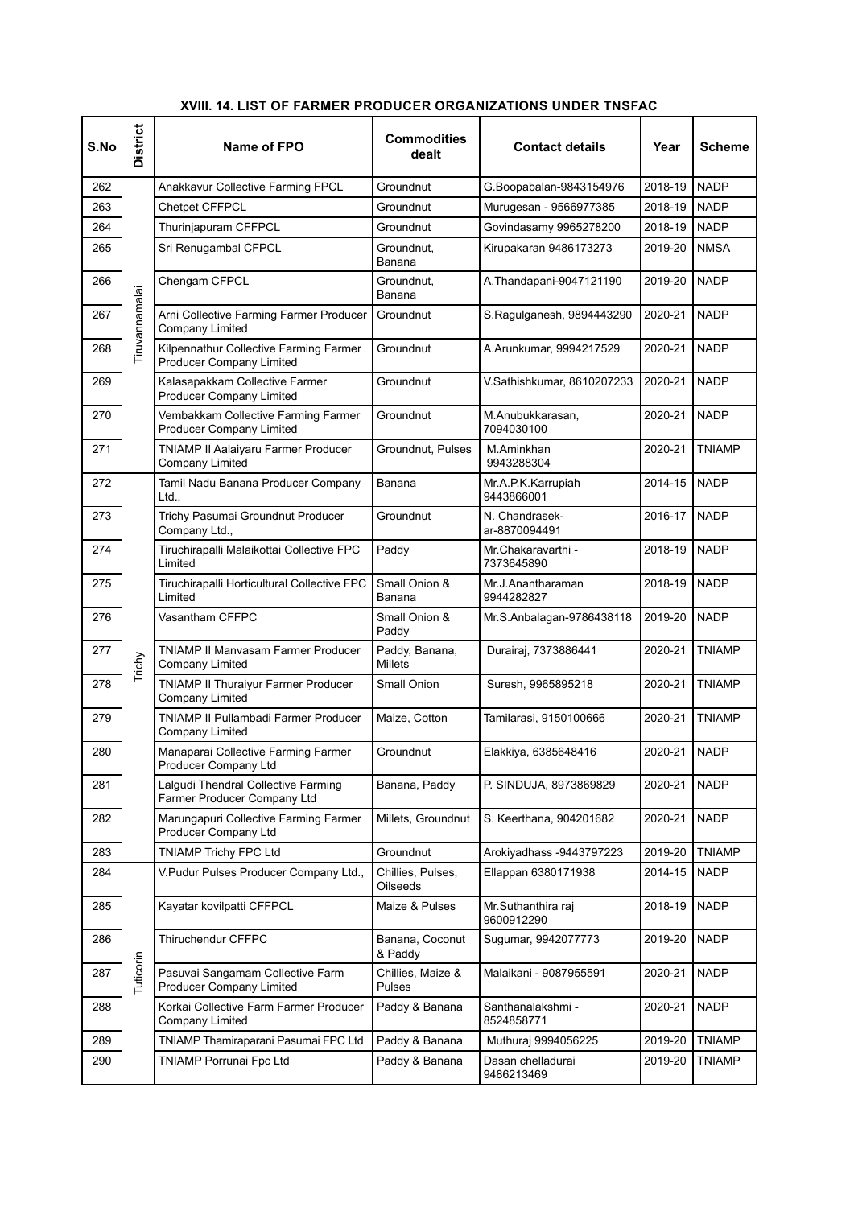### XVIII. 14. LIST OF FARMER PRODUCER ORGANIZATIONS UNDER TNSFAC

| S.No | District | Name of FPO | Commodities dealt | Contact details | Year | Scheme |
|---|---|---|---|---|---|---|
| 262 | Tiruvannamalai | Anakkavur Collective Farming FPCL | Groundnut | G.Boopabalan-9843154976 | 2018-19 | NADP |
| 263 | | Chetpet CFFPCL | Groundnut | Murugesan - 9566977385 | 2018-19 | NADP |
| 264 | | Thurinjapuram CFFPCL | Groundnut | Govindasamy 9965278200 | 2018-19 | NADP |
| 265 | | Sri Renugambal CFPCL | Groundnut, Banana | Kirupakaran 9486173273 | 2019-20 | NMSA |
| 266 | | Chengam CFPCL | Groundnut, Banana | A.Thandapani-9047121190 | 2019-20 | NADP |
| 267 | | Arni Collective Farming Farmer Producer Company Limited | Groundnut | S.Ragulganesh, 9894443290 | 2020-21 | NADP |
| 268 | | Kilpennathur Collective Farming Farmer Producer Company Limited | Groundnut | A.Arunkumar, 9994217529 | 2020-21 | NADP |
| 269 | | Kalasapakkam Collective Farmer Producer Company Limited | Groundnut | V.Sathishkumar, 8610207233 | 2020-21 | NADP |
| 270 | | Vembakkam Collective Farming Farmer Producer Company Limited | Groundnut | M.Anubukkarasan, 7094030100 | 2020-21 | NADP |
| 271 | | TNIAMP II Aalaiyaru Farmer Producer Company Limited | Groundnut, Pulses | M.Aminkhan 9943288304 | 2020-21 | TNIAMP |
| 272 | Trichy | Tamil Nadu Banana Producer Company Ltd., | Banana | Mr.A.P.K.Karrupiah 9443866001 | 2014-15 | NADP |
| 273 | | Trichy Pasumai Groundnut Producer Company Ltd., | Groundnut | N. Chandrasek-ar-8870094491 | 2016-17 | NADP |
| 274 | | Tiruchirapalli Malaikottai Collective FPC Limited | Paddy | Mr.Chakaravarthi - 7373645890 | 2018-19 | NADP |
| 275 | | Tiruchirapalli Horticultural Collective FPC Limited | Small Onion & Banana | Mr.J.Anantharaman 9944282827 | 2018-19 | NADP |
| 276 | | Vasantham CFFPC | Small Onion & Paddy | Mr.S.Anbalagan-9786438118 | 2019-20 | NADP |
| 277 | | TNIAMP II Manvasam Farmer Producer Company Limited | Paddy, Banana, Millets | Durairaj, 7373886441 | 2020-21 | TNIAMP |
| 278 | | TNIAMP II Thuraiyur Farmer Producer Company Limited | Small Onion | Suresh, 9965895218 | 2020-21 | TNIAMP |
| 279 | | TNIAMP II Pullambadi Farmer Producer Company Limited | Maize, Cotton | Tamilarasi, 9150100666 | 2020-21 | TNIAMP |
| 280 | | Manaparai Collective Farming Farmer Producer Company Ltd | Groundnut | Elakkiya, 6385648416 | 2020-21 | NADP |
| 281 | | Lalgudi Thendral Collective Farming Farmer Producer Company Ltd | Banana, Paddy | P. SINDUJA, 8973869829 | 2020-21 | NADP |
| 282 | | Marungapuri Collective Farming Farmer Producer Company Ltd | Millets, Groundnut | S. Keerthana, 904201682 | 2020-21 | NADP |
| 283 | | TNIAMP Trichy FPC Ltd | Groundnut | Arokiyadhass -9443797223 | 2019-20 | TNIAMP |
| 284 | Tuticorin | V.Pudur Pulses Producer Company Ltd., | Chillies, Pulses, Oilseeds | Ellappan 6380171938 | 2014-15 | NADP |
| 285 | | Kayatar kovilpatti CFFPCL | Maize & Pulses | Mr.Suthanthira raj 9600912290 | 2018-19 | NADP |
| 286 | | Thiruchendur CFFPC | Banana, Coconut & Paddy | Sugumar, 9942077773 | 2019-20 | NADP |
| 287 | | Pasuvai Sangamam Collective Farm Producer Company Limited | Chillies, Maize & Pulses | Malaikani - 9087955591 | 2020-21 | NADP |
| 288 | | Korkai Collective Farm Farmer Producer Company Limited | Paddy & Banana | Santhanalakshmi - 8524858771 | 2020-21 | NADP |
| 289 | | TNIAMP Thamiraparani Pasumai FPC Ltd | Paddy & Banana | Muthuraj 9994056225 | 2019-20 | TNIAMP |
| 290 | | TNIAMP Porrunai Fpc Ltd | Paddy & Banana | Dasan chelladurai 9486213469 | 2019-20 | TNIAMP |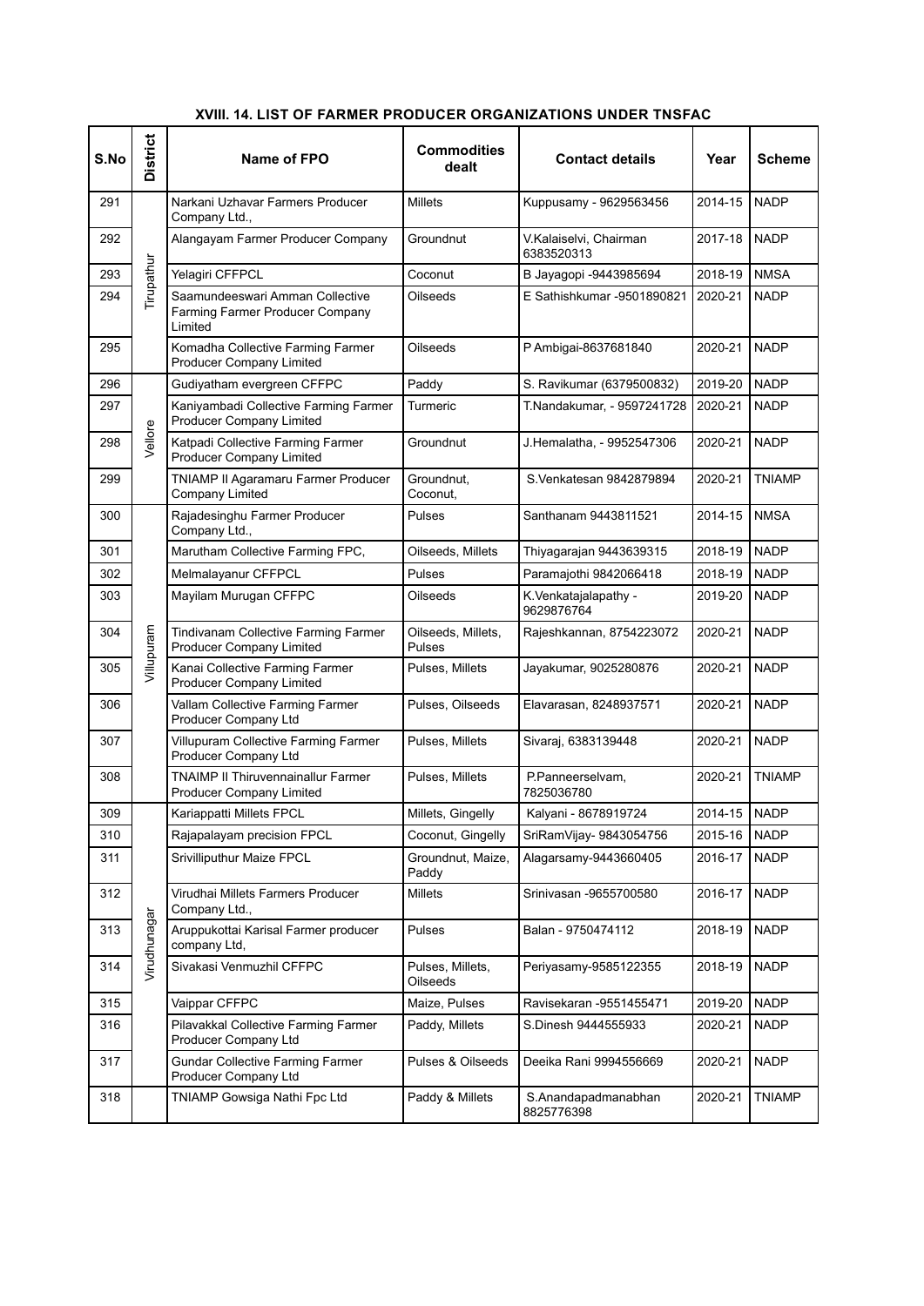### XVIII. 14. LIST OF FARMER PRODUCER ORGANIZATIONS UNDER TNSFAC

| S.No | District | Name of FPO | Commodities dealt | Contact details | Year | Scheme |
|---|---|---|---|---|---|---|
| 291 | Tirupathur | Narkani Uzhavar Farmers Producer Company Ltd., | Millets | Kuppusamy - 9629563456 | 2014-15 | NADP |
| 292 | | Alangayam Farmer Producer Company | Groundnut | V.Kalaiselvi, Chairman 6383520313 | 2017-18 | NADP |
| 293 | | Yelagiri CFFPCL | Coconut | B Jayagopi -9443985694 | 2018-19 | NMSA |
| 294 | | Saamundeeswari Amman Collective Farming Farmer Producer Company Limited | Oilseeds | E Sathishkumar -9501890821 | 2020-21 | NADP |
| 295 | | Komadha Collective Farming Farmer Producer Company Limited | Oilseeds | P Ambigai-8637681840 | 2020-21 | NADP |
| 296 | Vellore | Gudiyatham evergreen CFFPC | Paddy | S. Ravikumar (6379500832) | 2019-20 | NADP |
| 297 | | Kaniyambadi Collective Farming Farmer Producer Company Limited | Turmeric | T.Nandakumar, - 9597241728 | 2020-21 | NADP |
| 298 | | Katpadi Collective Farming Farmer Producer Company Limited | Groundnut | J.Hemalatha, - 9952547306 | 2020-21 | NADP |
| 299 | | TNIAMP II Agaramaru Farmer Producer Company Limited | Groundnut, Coconut, | S.Venkatesan 9842879894 | 2020-21 | TNIAMP |
| 300 | Villupuram | Rajadesinghu Farmer Producer Company Ltd., | Pulses | Santhanam 9443811521 | 2014-15 | NMSA |
| 301 | | Marutham Collective Farming FPC, | Oilseeds, Millets | Thiyagarajan 9443639315 | 2018-19 | NADP |
| 302 | | Melmalayanur CFFPCL | Pulses | Paramajothi 9842066418 | 2018-19 | NADP |
| 303 | | Mayilam Murugan CFFPC | Oilseeds | K.Venkatajalapathy - 9629876764 | 2019-20 | NADP |
| 304 | | Tindivanam Collective Farming Farmer Producer Company Limited | Oilseeds, Millets, Pulses | Rajeshkannan, 8754223072 | 2020-21 | NADP |
| 305 | | Kanai Collective Farming Farmer Producer Company Limited | Pulses, Millets | Jayakumar, 9025280876 | 2020-21 | NADP |
| 306 | | Vallam Collective Farming Farmer Producer Company Ltd | Pulses, Oilseeds | Elavarasan, 8248937571 | 2020-21 | NADP |
| 307 | | Villupuram Collective Farming Farmer Producer Company Ltd | Pulses, Millets | Sivaraj, 6383139448 | 2020-21 | NADP |
| 308 | | TNAIMP II Thiruvennainallur Farmer Producer Company Limited | Pulses, Millets | P.Panneerselvam, 7825036780 | 2020-21 | TNIAMP |
| 309 | Virudhunagar | Kariappatti Millets FPCL | Millets, Gingelly | Kalyani - 8678919724 | 2014-15 | NADP |
| 310 | | Rajapalayam precision FPCL | Coconut, Gingelly | SriRamVijay- 9843054756 | 2015-16 | NADP |
| 311 | | Srivilliputhur Maize FPCL | Groundnut, Maize, Paddy | Alagarsamy-9443660405 | 2016-17 | NADP |
| 312 | | Virudhai Millets Farmers Producer Company Ltd., | Millets | Srinivasan -9655700580 | 2016-17 | NADP |
| 313 | | Aruppukottai Karisal Farmer producer company Ltd, | Pulses | Balan - 9750474112 | 2018-19 | NADP |
| 314 | | Sivakasi Venmuzhil CFFPC | Pulses, Millets, Oilseeds | Periyasamy-9585122355 | 2018-19 | NADP |
| 315 | | Vaippar CFFPC | Maize, Pulses | Ravisekaran -9551455471 | 2019-20 | NADP |
| 316 | | Pilavakkal Collective Farming Farmer Producer Company Ltd | Paddy, Millets | S.Dinesh 9444555933 | 2020-21 | NADP |
| 317 | | Gundar Collective Farming Farmer Producer Company Ltd | Pulses & Oilseeds | Deeika Rani 9994556669 | 2020-21 | NADP |
| 318 | | TNIAMP Gowsiga Nathi Fpc Ltd | Paddy & Millets | S.Anandapadmanabhan 8825776398 | 2020-21 | TNIAMP |